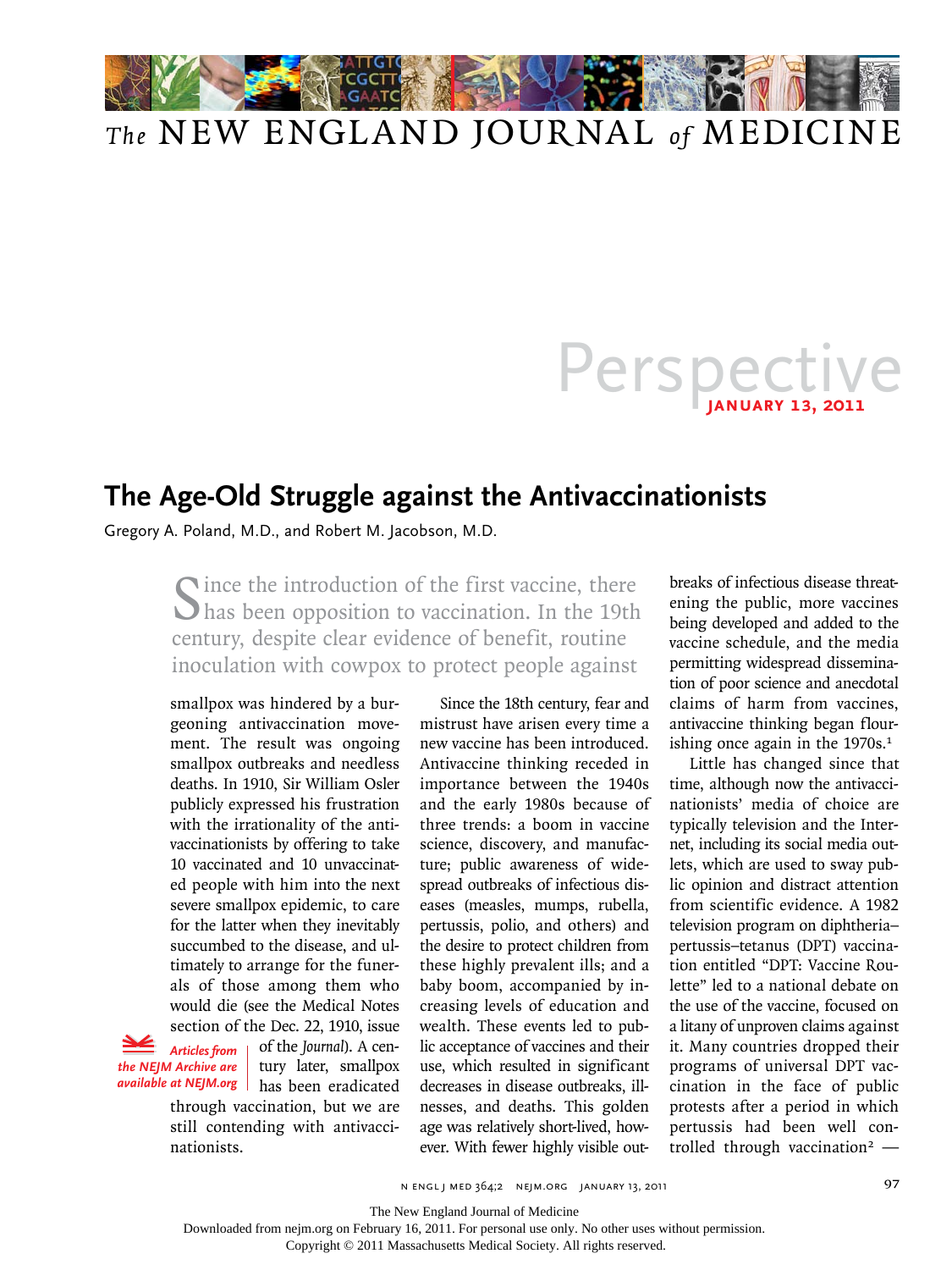Perspective

January 13, 2011

# The Age-Old Struggle against the Antivaccinationists

Gregory A. Poland, M.D., and Robert M. Jacobson, M.D.

Since the introduction of the first vaccine, there has been opposition to vaccination. In the 19th century, despite clear evidence of benefit, routine inoculation with cowpox to protect people against smallpox was hindered by a burgeoning antivaccination movement. The result was ongoing smallpox outbreaks and needless deaths. In 1910, Sir William Osler publicly expressed his frustration with the irrationality of the antivaccinationists by offering to take 10 vaccinated and 10 unvaccinated people with him into the next severe smallpox epidemic, to care for the latter when they inevitably succumbed to the disease, and ultimately to arrange for the funerals of those among them who would die (see the Medical Notes section of the Dec. 22, 1910, issue of the *Journal*). A century later, smallpox has been eradicated through vaccination, but we are still contending with antivaccinationists.

*Articles from the NEJM Archive are available at NEJM.org*

Since the 18th century, fear and mistrust have arisen every time a new vaccine has been introduced. Antivaccine thinking receded in importance between the 1940s and the early 1980s because of three trends: a boom in vaccine science, discovery, and manufacture; public awareness of widespread outbreaks of infectious diseases (measles, mumps, rubella, pertussis, polio, and others) and the desire to protect children from these highly prevalent ills; and a baby boom, accompanied by increasing levels of education and wealth. These events led to public acceptance of vaccines and their use, which resulted in significant decreases in disease outbreaks, illnesses, and deaths. This golden age was relatively short-lived, however. With fewer highly visible outbreaks of infectious disease threatening the public, more vaccines being developed and added to the vaccine schedule, and the media permitting widespread dissemination of poor science and anecdotal claims of harm from vaccines, antivaccine thinking began flourishing once again in the 1970s.[1]

Little has changed since that time, although now the antivaccinationists' media of choice are typically television and the Internet, including its social media outlets, which are used to sway public opinion and distract attention from scientific evidence. A 1982 television program on diphtheria–pertussis–tetanus (DPT) vaccination entitled "DPT: Vaccine Roulette" led to a national debate on the use of the vaccine, focused on a litany of unproven claims against it. Many countries dropped their programs of universal DPT vaccination in the face of public protests after a period in which pertussis had been well controlled through vaccination[2] —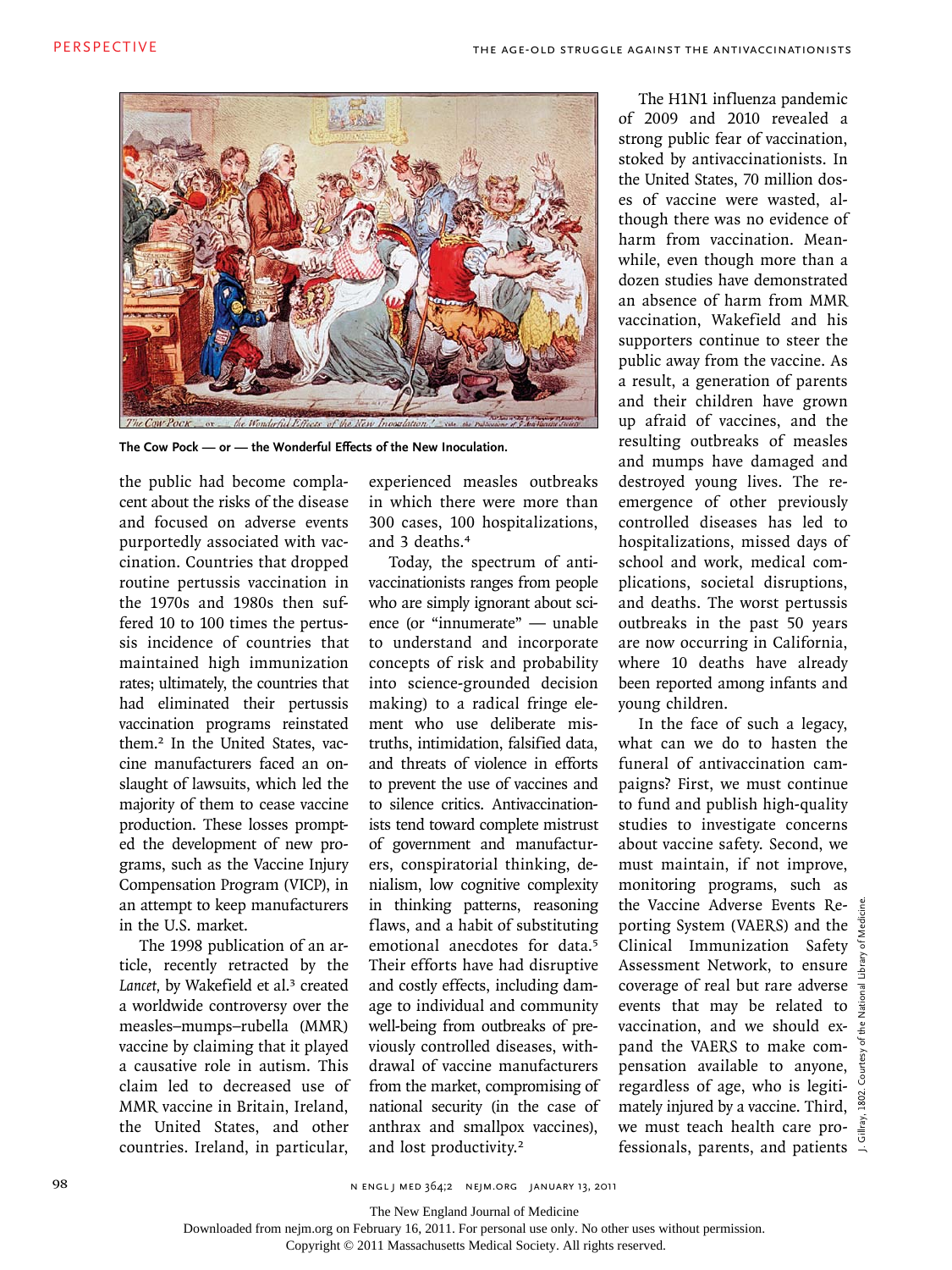The Cow Pock — or — the Wonderful Effects of the New Inoculation.

the public had become complacent about the risks of the disease and focused on adverse events purportedly associated with vaccination. Countries that dropped routine pertussis vaccination in the 1970s and 1980s then suffered 10 to 100 times the pertussis incidence of countries that maintained high immunization rates; ultimately, the countries that had eliminated their pertussis vaccination programs reinstated them.[2] In the United States, vaccine manufacturers faced an onslaught of lawsuits, which led the majority of them to cease vaccine production. These losses prompted the development of new programs, such as the Vaccine Injury Compensation Program (VICP), in an attempt to keep manufacturers in the U.S. market.

The 1998 publication of an article, recently retracted by the *Lancet*, by Wakefield et al.[3] created a worldwide controversy over the measles–mumps–rubella (MMR) vaccine by claiming that it played a causative role in autism. This claim led to decreased use of MMR vaccine in Britain, Ireland, the United States, and other countries. Ireland, in particular, experienced measles outbreaks in which there were more than 300 cases, 100 hospitalizations, and 3 deaths.[4]

Today, the spectrum of antivaccinationists ranges from people who are simply ignorant about science (or "innumerate" — unable to understand and incorporate concepts of risk and probability into science-grounded decision making) to a radical fringe element who use deliberate mistruths, intimidation, falsified data, and threats of violence in efforts to prevent the use of vaccines and to silence critics. Antivaccinationists tend toward complete mistrust of government and manufacturers, conspiratorial thinking, denialism, low cognitive complexity in thinking patterns, reasoning flaws, and a habit of substituting emotional anecdotes for data.[5] Their efforts have had disruptive and costly effects, including damage to individual and community well-being from outbreaks of previously controlled diseases, withdrawal of vaccine manufacturers from the market, compromising of national security (in the case of anthrax and smallpox vaccines), and lost productivity.[2]

The H1N1 influenza pandemic of 2009 and 2010 revealed a strong public fear of vaccination, stoked by antivaccinationists. In the United States, 70 million doses of vaccine were wasted, although there was no evidence of harm from vaccination. Meanwhile, even though more than a dozen studies have demonstrated an absence of harm from MMR vaccination, Wakefield and his supporters continue to steer the public away from the vaccine. As a result, a generation of parents and their children have grown up afraid of vaccines, and the resulting outbreaks of measles and mumps have damaged and destroyed young lives. The reemergence of other previously controlled diseases has led to hospitalizations, missed days of school and work, medical complications, societal disruptions, and deaths. The worst pertussis outbreaks in the past 50 years are now occurring in California, where 10 deaths have already been reported among infants and young children.

In the face of such a legacy, what can we do to hasten the funeral of antivaccination campaigns? First, we must continue to fund and publish high-quality studies to investigate concerns about vaccine safety. Second, we must maintain, if not improve, monitoring programs, such as the Vaccine Adverse Events Reporting System (VAERS) and the Clinical Immunization Safety Assessment Network, to ensure coverage of real but rare adverse events that may be related to vaccination, and we should expand the VAERS to make compensation available to anyone, regardless of age, who is legitimately injured by a vaccine. Third, we must teach health care professionals, parents, and patients

J. Gillray, 1802. Courtesy of the National Library of Medicine.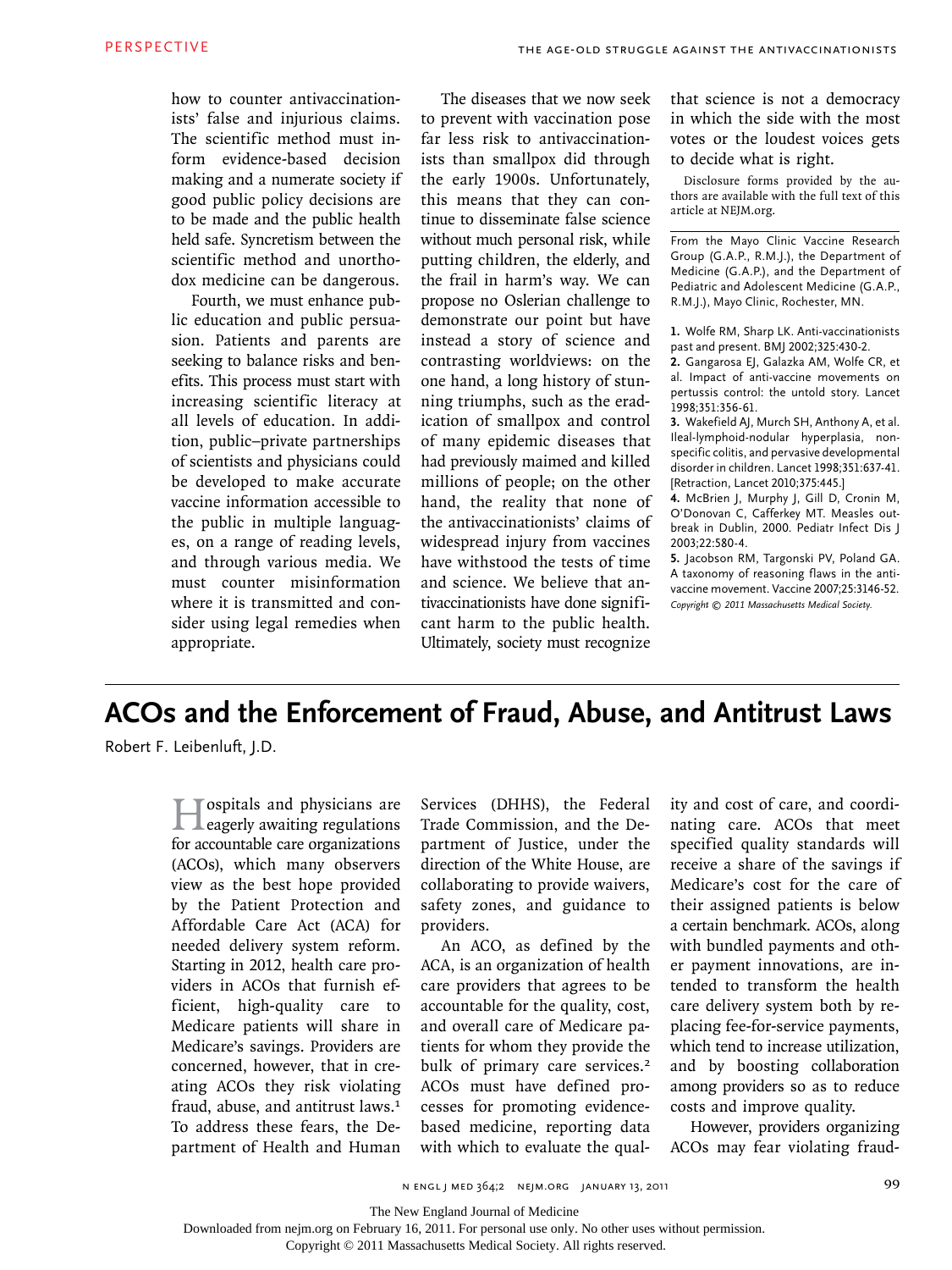how to counter antivaccinationists' false and injurious claims. The scientific method must inform evidence-based decision making and a numerate society if good public policy decisions are to be made and the public health held safe. Syncretism between the scientific method and unorthodox medicine can be dangerous.

Fourth, we must enhance public education and public persuasion. Patients and parents are seeking to balance risks and benefits. This process must start with increasing scientific literacy at all levels of education. In addition, public–private partnerships of scientists and physicians could be developed to make accurate vaccine information accessible to the public in multiple languages, on a range of reading levels, and through various media. We must counter misinformation where it is transmitted and consider using legal remedies when appropriate.

The diseases that we now seek to prevent with vaccination pose far less risk to antivaccinationists than smallpox did through the early 1900s. Unfortunately, this means that they can continue to disseminate false science without much personal risk, while putting children, the elderly, and the frail in harm's way. We can propose no Oslerian challenge to demonstrate our point but have instead a story of science and contrasting worldviews: on the one hand, a long history of stunning triumphs, such as the eradication of smallpox and control of many epidemic diseases that had previously maimed and killed millions of people; on the other hand, the reality that none of the antivaccinationists' claims of widespread injury from vaccines have withstood the tests of time and science. We believe that antivaccinationists have done significant harm to the public health. Ultimately, society must recognize that science is not a democracy in which the side with the most votes or the loudest voices gets to decide what is right.

Disclosure forms provided by the authors are available with the full text of this article at NEJM.org.

From the Mayo Clinic Vaccine Research Group (G.A.P., R.M.J.), the Department of Medicine (G.A.P.), and the Department of Pediatric and Adolescent Medicine (G.A.P., R.M.J.), Mayo Clinic, Rochester, MN.

1. Wolfe RM, Sharp LK. Anti-vaccinationists past and present. BMJ 2002;325:430-2.
2. Gangarosa EJ, Galazka AM, Wolfe CR, et al. Impact of anti-vaccine movements on pertussis control: the untold story. Lancet 1998;351:356-61.
3. Wakefield AJ, Murch SH, Anthony A, et al. Ileal-lymphoid-nodular hyperplasia, non-specific colitis, and pervasive developmental disorder in children. Lancet 1998;351:637-41. [Retraction, Lancet 2010;375:445.]
4. McBrien J, Murphy J, Gill D, Cronin M, O'Donovan C, Cafferkey MT. Measles outbreak in Dublin, 2000. Pediatr Infect Dis J 2003;22:580-4.
5. Jacobson RM, Targonski PV, Poland GA. A taxonomy of reasoning flaws in the anti-vaccine movement. Vaccine 2007;25:3146-52.

*Copyright © 2011 Massachusetts Medical Society.*

# ACOs and the Enforcement of Fraud, Abuse, and Antitrust Laws

Robert F. Leibenluft, J.D.

Hospitals and physicians are eagerly awaiting regulations for accountable care organizations (ACOs), which many observers view as the best hope provided by the Patient Protection and Affordable Care Act (ACA) for needed delivery system reform. Starting in 2012, health care providers in ACOs that furnish efficient, high-quality care to Medicare patients will share in Medicare's savings. Providers are concerned, however, that in creating ACOs they risk violating fraud, abuse, and antitrust laws.[1] To address these fears, the Department of Health and Human Services (DHHS), the Federal Trade Commission, and the Department of Justice, under the direction of the White House, are collaborating to provide waivers, safety zones, and guidance to providers.

An ACO, as defined by the ACA, is an organization of health care providers that agrees to be accountable for the quality, cost, and overall care of Medicare patients for whom they provide the bulk of primary care services.[2] ACOs must have defined processes for promoting evidence-based medicine, reporting data with which to evaluate the quality and cost of care, and coordinating care. ACOs that meet specified quality standards will receive a share of the savings if Medicare's cost for the care of their assigned patients is below a certain benchmark. ACOs, along with bundled payments and other payment innovations, are intended to transform the health care delivery system both by replacing fee-for-service payments, which tend to increase utilization, and by boosting collaboration among providers so as to reduce costs and improve quality.

However, providers organizing ACOs may fear violating fraud-